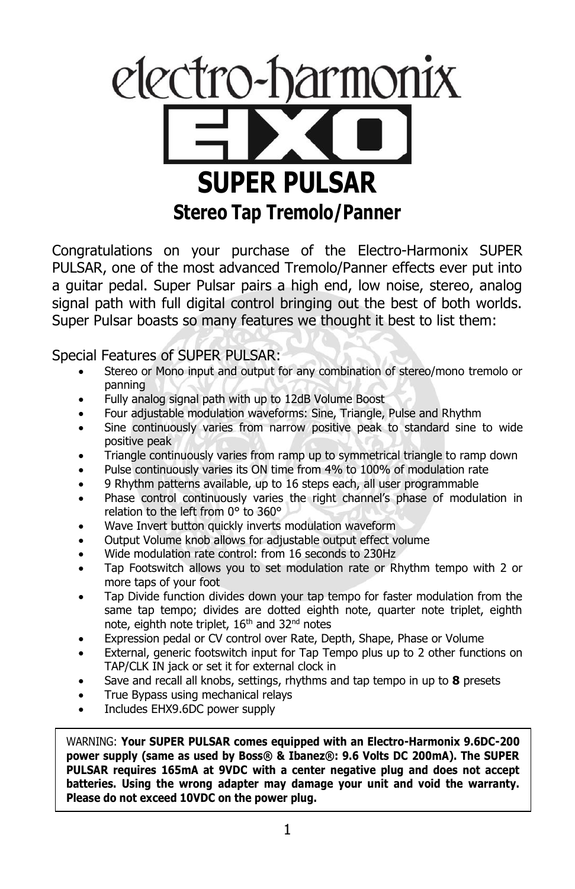# electro-harmonix EXO

# SUPER PULSAR

## Stereo Tap Tremolo/Panner

Congratulations on your purchase of the Electro-Harmonix SUPER PULSAR, one of the most advanced Tremolo/Panner effects ever put into a guitar pedal. Super Pulsar pairs a high end, low noise, stereo, analog signal path with full digital control bringing out the best of both worlds. Super Pulsar boasts so many features we thought it best to list them:

Special Features of SUPER PULSAR:

- Stereo or Mono input and output for any combination of stereo/mono tremolo or panning
- Fully analog signal path with up to 12dB Volume Boost
- Four adjustable modulation waveforms: Sine, Triangle, Pulse and Rhythm
- Sine continuously varies from narrow positive peak to standard sine to wide positive peak
- Triangle continuously varies from ramp up to symmetrical triangle to ramp down
- Pulse continuously varies its ON time from 4% to 100% of modulation rate
- 9 Rhythm patterns available, up to 16 steps each, all user programmable
- Phase control continuously varies the right channel's phase of modulation in relation to the left from 0° to 360°
- Wave Invert button quickly inverts modulation waveform
- Output Volume knob allows for adjustable output effect volume
- Wide modulation rate control: from 16 seconds to 230Hz
- Tap Footswitch allows you to set modulation rate or Rhythm tempo with 2 or more taps of your foot
- Tap Divide function divides down your tap tempo for faster modulation from the same tap tempo; divides are dotted eighth note, quarter note triplet, eighth note, eighth note triplet, 16th and 32nd notes
- Expression pedal or CV control over Rate, Depth, Shape, Phase or Volume
- External, generic footswitch input for Tap Tempo plus up to 2 other functions on TAP/CLK IN jack or set it for external clock in
- Save and recall all knobs, settings, rhythms and tap tempo in up to **8** presets
- True Bypass using mechanical relays
- Includes EHX9.6DC power supply

WARNING: **Your SUPER PULSAR comes equipped with an Electro-Harmonix 9.6DC-200 power supply (same as used by Boss® & Ibanez®: 9.6 Volts DC 200mA). The SUPER PULSAR requires 165mA at 9VDC with a center negative plug and does not accept batteries. Using the wrong adapter may damage your unit and void the warranty. Please do not exceed 10VDC on the power plug.**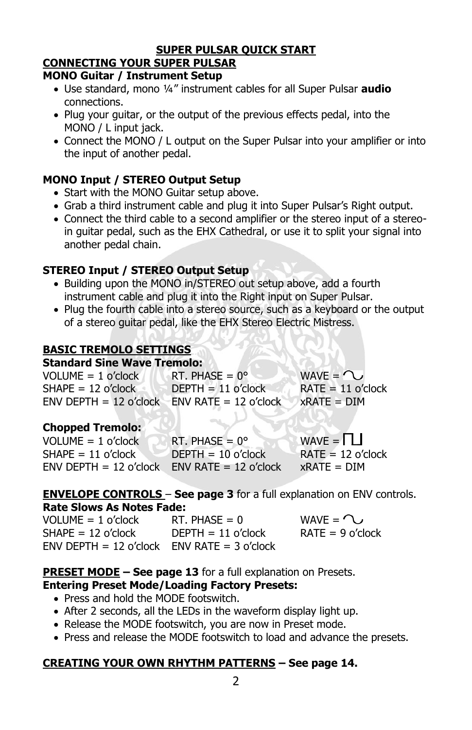# SUPER PULSAR QUICK START

## CONNECTING YOUR SUPER PULSAR

### MONO Guitar / Instrument Setup

- Use standard, mono ¼" instrument cables for all Super Pulsar **audio** connections.
- Plug your guitar, or the output of the previous effects pedal, into the MONO / L input jack.
- Connect the MONO / L output on the Super Pulsar into your amplifier or into the input of another pedal.

### MONO Input / STEREO Output Setup

- Start with the MONO Guitar setup above.
- Grab a third instrument cable and plug it into Super Pulsar's Right output.
- Connect the third cable to a second amplifier or the stereo input of a stereo-in guitar pedal, such as the EHX Cathedral, or use it to split your signal into another pedal chain.

### STEREO Input / STEREO Output Setup

- Building upon the MONO in/STEREO out setup above, add a fourth instrument cable and plug it into the Right input on Super Pulsar.
- Plug the fourth cable into a stereo source, such as a keyboard or the output of a stereo guitar pedal, like the EHX Stereo Electric Mistress.

## BASIC TREMOLO SETTINGS

### Standard Sine Wave Tremolo:

| | | |
|---|---|---|
| VOLUME = 1 o'clock | RT. PHASE = 0° | WAVE = ∿ |
| SHAPE = 12 o'clock | DEPTH = 11 o'clock | RATE = 11 o'clock |
| ENV DEPTH = 12 o'clock | ENV RATE = 12 o'clock | xRATE = DIM |

### Chopped Tremolo:

| | | |
|---|---|---|
| VOLUME = 1 o'clock | RT. PHASE = 0° | WAVE = ⊓⊔ |
| SHAPE = 11 o'clock | DEPTH = 10 o'clock | RATE = 12 o'clock |
| ENV DEPTH = 12 o'clock | ENV RATE = 12 o'clock | xRATE = DIM |

## ENVELOPE CONTROLS – See page 3 for a full explanation on ENV controls.

### Rate Slows As Notes Fade:

| | | |
|---|---|---|
| VOLUME = 1 o'clock | RT. PHASE = 0 | WAVE = ∿ |
| SHAPE = 12 o'clock | DEPTH = 11 o'clock | RATE = 9 o'clock |
| ENV DEPTH = 12 o'clock | ENV RATE = 3 o'clock | |

## PRESET MODE – See page 13 for a full explanation on Presets.

### Entering Preset Mode/Loading Factory Presets:

- Press and hold the MODE footswitch.
- After 2 seconds, all the LEDs in the waveform display light up.
- Release the MODE footswitch, you are now in Preset mode.
- Press and release the MODE footswitch to load and advance the presets.

## CREATING YOUR OWN RHYTHM PATTERNS – See page 14.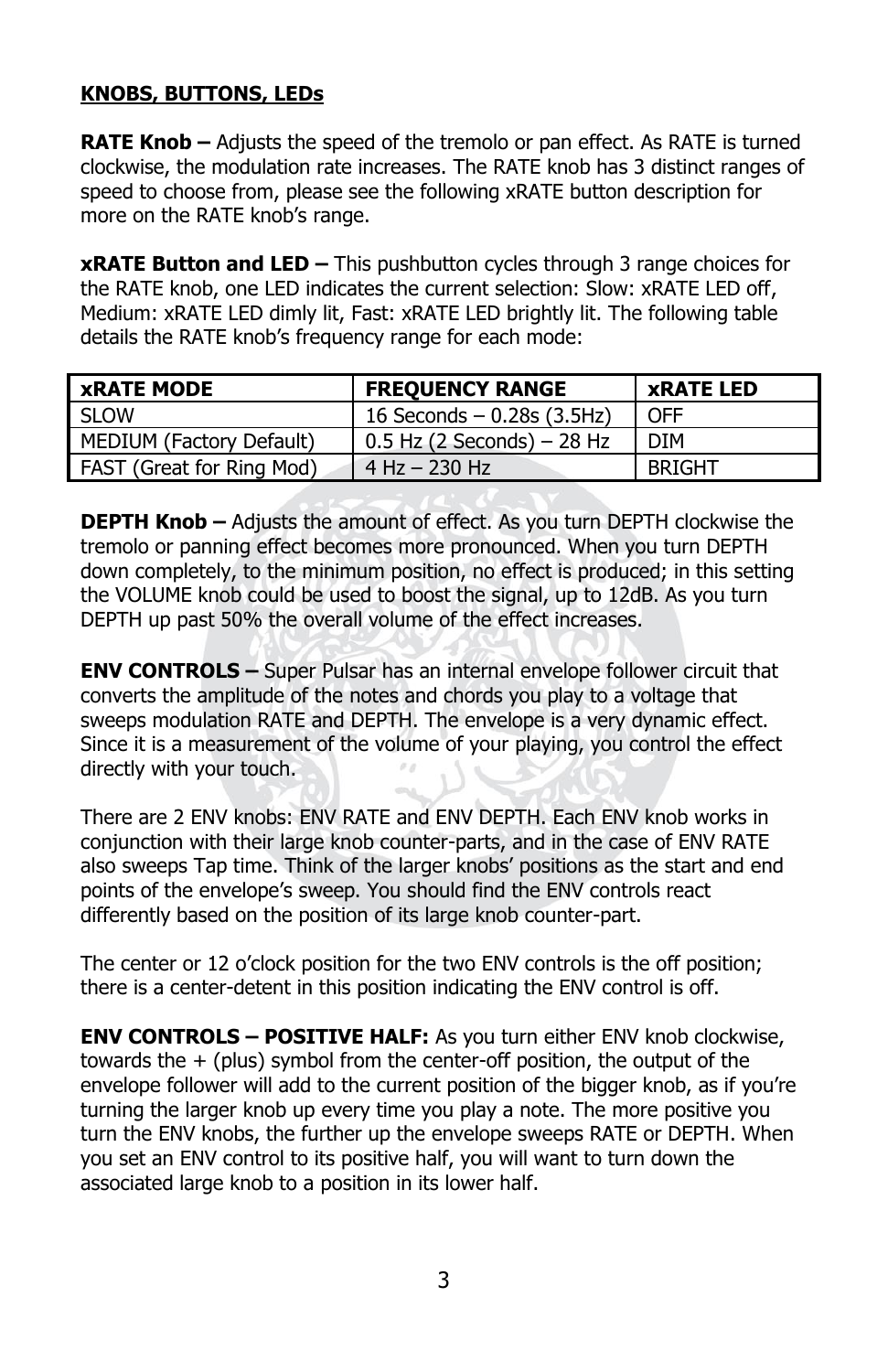**KNOBS, BUTTONS, LEDs**

**RATE Knob –** Adjusts the speed of the tremolo or pan effect. As RATE is turned clockwise, the modulation rate increases. The RATE knob has 3 distinct ranges of speed to choose from, please see the following xRATE button description for more on the RATE knob's range.

**xRATE Button and LED –** This pushbutton cycles through 3 range choices for the RATE knob, one LED indicates the current selection: Slow: xRATE LED off, Medium: xRATE LED dimly lit, Fast: xRATE LED brightly lit. The following table details the RATE knob's frequency range for each mode:

| xRATE MODE | FREQUENCY RANGE | xRATE LED |
|---|---|---|
| SLOW | 16 Seconds – 0.28s (3.5Hz) | OFF |
| MEDIUM (Factory Default) | 0.5 Hz (2 Seconds) – 28 Hz | DIM |
| FAST (Great for Ring Mod) | 4 Hz – 230 Hz | BRIGHT |

**DEPTH Knob –** Adjusts the amount of effect. As you turn DEPTH clockwise the tremolo or panning effect becomes more pronounced. When you turn DEPTH down completely, to the minimum position, no effect is produced; in this setting the VOLUME knob could be used to boost the signal, up to 12dB. As you turn DEPTH up past 50% the overall volume of the effect increases.

**ENV CONTROLS –** Super Pulsar has an internal envelope follower circuit that converts the amplitude of the notes and chords you play to a voltage that sweeps modulation RATE and DEPTH. The envelope is a very dynamic effect. Since it is a measurement of the volume of your playing, you control the effect directly with your touch.

There are 2 ENV knobs: ENV RATE and ENV DEPTH. Each ENV knob works in conjunction with their large knob counter-parts, and in the case of ENV RATE also sweeps Tap time. Think of the larger knobs' positions as the start and end points of the envelope's sweep. You should find the ENV controls react differently based on the position of its large knob counter-part.

The center or 12 o'clock position for the two ENV controls is the off position; there is a center-detent in this position indicating the ENV control is off.

**ENV CONTROLS – POSITIVE HALF:** As you turn either ENV knob clockwise, towards the + (plus) symbol from the center-off position, the output of the envelope follower will add to the current position of the bigger knob, as if you're turning the larger knob up every time you play a note. The more positive you turn the ENV knobs, the further up the envelope sweeps RATE or DEPTH. When you set an ENV control to its positive half, you will want to turn down the associated large knob to a position in its lower half.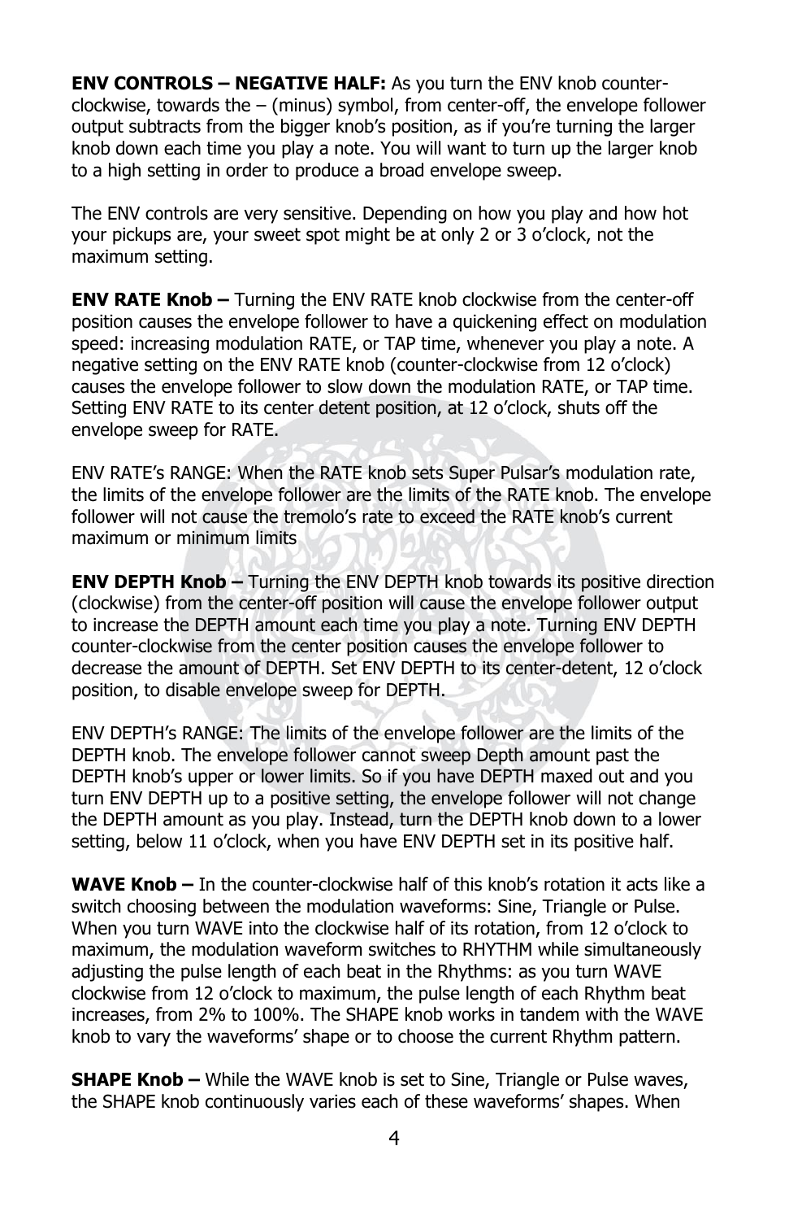**ENV CONTROLS – NEGATIVE HALF:** As you turn the ENV knob counter-clockwise, towards the – (minus) symbol, from center-off, the envelope follower output subtracts from the bigger knob's position, as if you're turning the larger knob down each time you play a note. You will want to turn up the larger knob to a high setting in order to produce a broad envelope sweep.

The ENV controls are very sensitive. Depending on how you play and how hot your pickups are, your sweet spot might be at only 2 or 3 o'clock, not the maximum setting.

**ENV RATE Knob –** Turning the ENV RATE knob clockwise from the center-off position causes the envelope follower to have a quickening effect on modulation speed: increasing modulation RATE, or TAP time, whenever you play a note. A negative setting on the ENV RATE knob (counter-clockwise from 12 o'clock) causes the envelope follower to slow down the modulation RATE, or TAP time. Setting ENV RATE to its center detent position, at 12 o'clock, shuts off the envelope sweep for RATE.

ENV RATE's RANGE: When the RATE knob sets Super Pulsar's modulation rate, the limits of the envelope follower are the limits of the RATE knob. The envelope follower will not cause the tremolo's rate to exceed the RATE knob's current maximum or minimum limits

**ENV DEPTH Knob –** Turning the ENV DEPTH knob towards its positive direction (clockwise) from the center-off position will cause the envelope follower output to increase the DEPTH amount each time you play a note. Turning ENV DEPTH counter-clockwise from the center position causes the envelope follower to decrease the amount of DEPTH. Set ENV DEPTH to its center-detent, 12 o'clock position, to disable envelope sweep for DEPTH.

ENV DEPTH's RANGE: The limits of the envelope follower are the limits of the DEPTH knob. The envelope follower cannot sweep Depth amount past the DEPTH knob's upper or lower limits. So if you have DEPTH maxed out and you turn ENV DEPTH up to a positive setting, the envelope follower will not change the DEPTH amount as you play. Instead, turn the DEPTH knob down to a lower setting, below 11 o'clock, when you have ENV DEPTH set in its positive half.

**WAVE Knob –** In the counter-clockwise half of this knob's rotation it acts like a switch choosing between the modulation waveforms: Sine, Triangle or Pulse. When you turn WAVE into the clockwise half of its rotation, from 12 o'clock to maximum, the modulation waveform switches to RHYTHM while simultaneously adjusting the pulse length of each beat in the Rhythms: as you turn WAVE clockwise from 12 o'clock to maximum, the pulse length of each Rhythm beat increases, from 2% to 100%. The SHAPE knob works in tandem with the WAVE knob to vary the waveforms' shape or to choose the current Rhythm pattern.

**SHAPE Knob –** While the WAVE knob is set to Sine, Triangle or Pulse waves, the SHAPE knob continuously varies each of these waveforms' shapes. When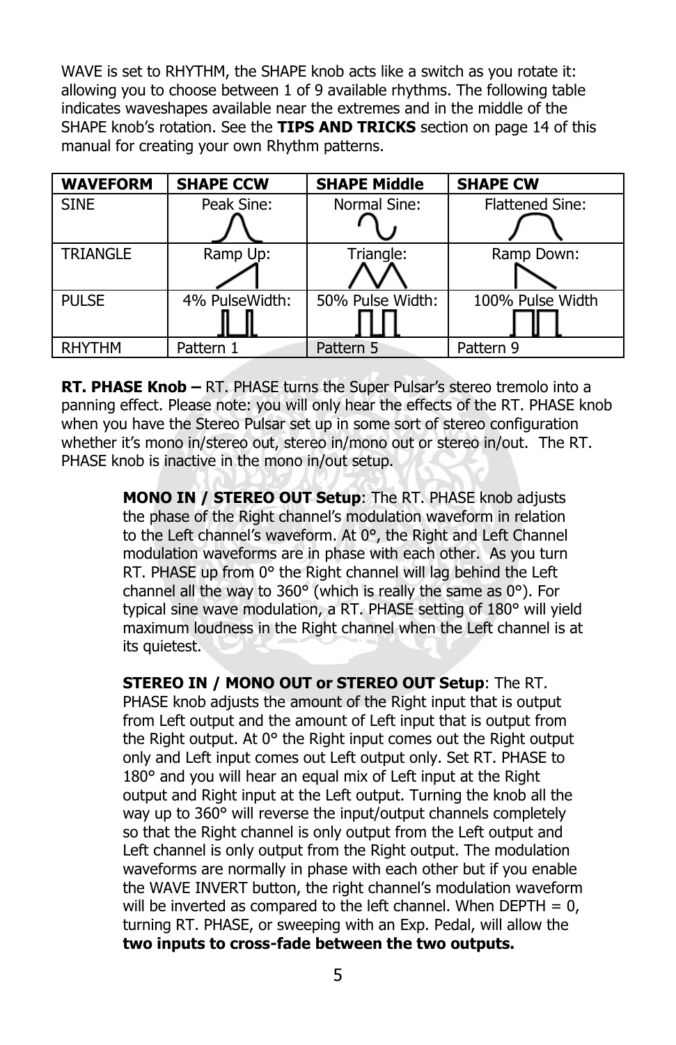WAVE is set to RHYTHM, the SHAPE knob acts like a switch as you rotate it: allowing you to choose between 1 of 9 available rhythms. The following table indicates waveshapes available near the extremes and in the middle of the SHAPE knob's rotation. See the **TIPS AND TRICKS** section on page 14 of this manual for creating your own Rhythm patterns.

| WAVEFORM | SHAPE CCW | SHAPE Middle | SHAPE CW |
|---|---|---|---|
| SINE | Peak Sine: | Normal Sine: | Flattened Sine: |
| TRIANGLE | Ramp Up: | Triangle: | Ramp Down: |
| PULSE | 4% PulseWidth: | 50% Pulse Width: | 100% Pulse Width |
| RHYTHM | Pattern 1 | Pattern 5 | Pattern 9 |

**RT. PHASE Knob –** RT. PHASE turns the Super Pulsar's stereo tremolo into a panning effect. Please note: you will only hear the effects of the RT. PHASE knob when you have the Stereo Pulsar set up in some sort of stereo configuration whether it's mono in/stereo out, stereo in/mono out or stereo in/out. The RT. PHASE knob is inactive in the mono in/out setup.

**MONO IN / STEREO OUT Setup**: The RT. PHASE knob adjusts the phase of the Right channel's modulation waveform in relation to the Left channel's waveform. At 0°, the Right and Left Channel modulation waveforms are in phase with each other. As you turn RT. PHASE up from 0° the Right channel will lag behind the Left channel all the way to 360° (which is really the same as 0°). For typical sine wave modulation, a RT. PHASE setting of 180° will yield maximum loudness in the Right channel when the Left channel is at its quietest.

**STEREO IN / MONO OUT or STEREO OUT Setup**: The RT. PHASE knob adjusts the amount of the Right input that is output from Left output and the amount of Left input that is output from the Right output. At 0° the Right input comes out the Right output only and Left input comes out Left output only. Set RT. PHASE to 180° and you will hear an equal mix of Left input at the Right output and Right input at the Left output. Turning the knob all the way up to 360° will reverse the input/output channels completely so that the Right channel is only output from the Left output and Left channel is only output from the Right output. The modulation waveforms are normally in phase with each other but if you enable the WAVE INVERT button, the right channel's modulation waveform will be inverted as compared to the left channel. When DEPTH = 0, turning RT. PHASE, or sweeping with an Exp. Pedal, will allow the **two inputs to cross-fade between the two outputs.**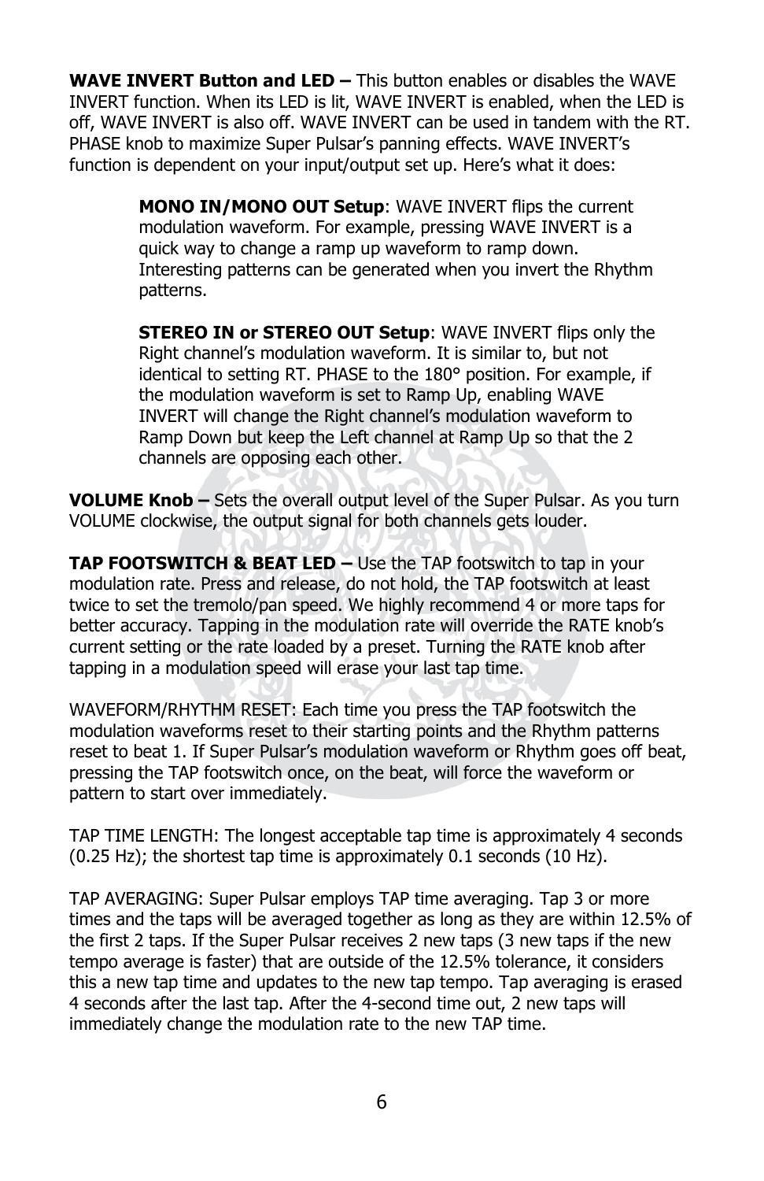**WAVE INVERT Button and LED –** This button enables or disables the WAVE INVERT function. When its LED is lit, WAVE INVERT is enabled, when the LED is off, WAVE INVERT is also off. WAVE INVERT can be used in tandem with the RT. PHASE knob to maximize Super Pulsar's panning effects. WAVE INVERT's function is dependent on your input/output set up. Here's what it does:

> **MONO IN/MONO OUT Setup**: WAVE INVERT flips the current modulation waveform. For example, pressing WAVE INVERT is a quick way to change a ramp up waveform to ramp down. Interesting patterns can be generated when you invert the Rhythm patterns.
>
> **STEREO IN or STEREO OUT Setup**: WAVE INVERT flips only the Right channel's modulation waveform. It is similar to, but not identical to setting RT. PHASE to the 180° position. For example, if the modulation waveform is set to Ramp Up, enabling WAVE INVERT will change the Right channel's modulation waveform to Ramp Down but keep the Left channel at Ramp Up so that the 2 channels are opposing each other.

**VOLUME Knob –** Sets the overall output level of the Super Pulsar. As you turn VOLUME clockwise, the output signal for both channels gets louder.

**TAP FOOTSWITCH & BEAT LED –** Use the TAP footswitch to tap in your modulation rate. Press and release, do not hold, the TAP footswitch at least twice to set the tremolo/pan speed. We highly recommend 4 or more taps for better accuracy. Tapping in the modulation rate will override the RATE knob's current setting or the rate loaded by a preset. Turning the RATE knob after tapping in a modulation speed will erase your last tap time.

WAVEFORM/RHYTHM RESET: Each time you press the TAP footswitch the modulation waveforms reset to their starting points and the Rhythm patterns reset to beat 1. If Super Pulsar's modulation waveform or Rhythm goes off beat, pressing the TAP footswitch once, on the beat, will force the waveform or pattern to start over immediately.

TAP TIME LENGTH: The longest acceptable tap time is approximately 4 seconds (0.25 Hz); the shortest tap time is approximately 0.1 seconds (10 Hz).

TAP AVERAGING: Super Pulsar employs TAP time averaging. Tap 3 or more times and the taps will be averaged together as long as they are within 12.5% of the first 2 taps. If the Super Pulsar receives 2 new taps (3 new taps if the new tempo average is faster) that are outside of the 12.5% tolerance, it considers this a new tap time and updates to the new tap tempo. Tap averaging is erased 4 seconds after the last tap. After the 4-second time out, 2 new taps will immediately change the modulation rate to the new TAP time.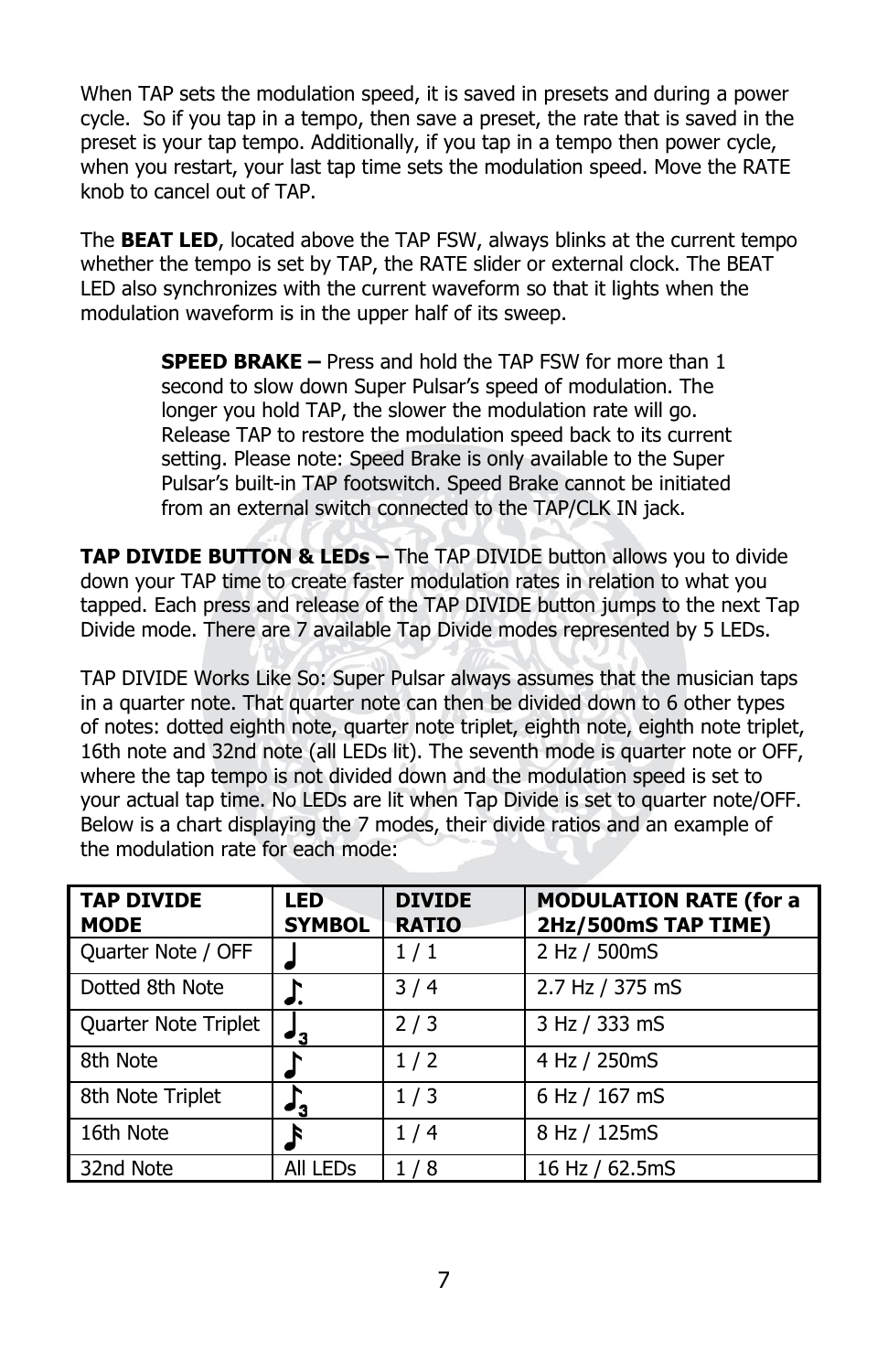When TAP sets the modulation speed, it is saved in presets and during a power cycle.  So if you tap in a tempo, then save a preset, the rate that is saved in the preset is your tap tempo. Additionally, if you tap in a tempo then power cycle, when you restart, your last tap time sets the modulation speed. Move the RATE knob to cancel out of TAP.

The **BEAT LED**, located above the TAP FSW, always blinks at the current tempo whether the tempo is set by TAP, the RATE slider or external clock. The BEAT LED also synchronizes with the current waveform so that it lights when the modulation waveform is in the upper half of its sweep.

> **SPEED BRAKE –** Press and hold the TAP FSW for more than 1 second to slow down Super Pulsar's speed of modulation. The longer you hold TAP, the slower the modulation rate will go. Release TAP to restore the modulation speed back to its current setting. Please note: Speed Brake is only available to the Super Pulsar's built-in TAP footswitch. Speed Brake cannot be initiated from an external switch connected to the TAP/CLK IN jack.

**TAP DIVIDE BUTTON & LEDs –** The TAP DIVIDE button allows you to divide down your TAP time to create faster modulation rates in relation to what you tapped. Each press and release of the TAP DIVIDE button jumps to the next Tap Divide mode. There are 7 available Tap Divide modes represented by 5 LEDs.

TAP DIVIDE Works Like So: Super Pulsar always assumes that the musician taps in a quarter note. That quarter note can then be divided down to 6 other types of notes: dotted eighth note, quarter note triplet, eighth note, eighth note triplet, 16th note and 32nd note (all LEDs lit). The seventh mode is quarter note or OFF, where the tap tempo is not divided down and the modulation speed is set to your actual tap time. No LEDs are lit when Tap Divide is set to quarter note/OFF. Below is a chart displaying the 7 modes, their divide ratios and an example of the modulation rate for each mode:

| TAP DIVIDE MODE | LED SYMBOL | DIVIDE RATIO | MODULATION RATE (for a 2Hz/500mS TAP TIME) |
|---|---|---|---|
| Quarter Note / OFF | ♩ | 1 / 1 | 2 Hz / 500mS |
| Dotted 8th Note | ♪. | 3 / 4 | 2.7 Hz / 375 mS |
| Quarter Note Triplet | ♩3 | 2 / 3 | 3 Hz / 333 mS |
| 8th Note | ♪ | 1 / 2 | 4 Hz / 250mS |
| 8th Note Triplet | ♪3 | 1 / 3 | 6 Hz / 167 mS |
| 16th Note | 𝅘𝅥𝅯 | 1 / 4 | 8 Hz / 125mS |
| 32nd Note | All LEDs | 1 / 8 | 16 Hz / 62.5mS |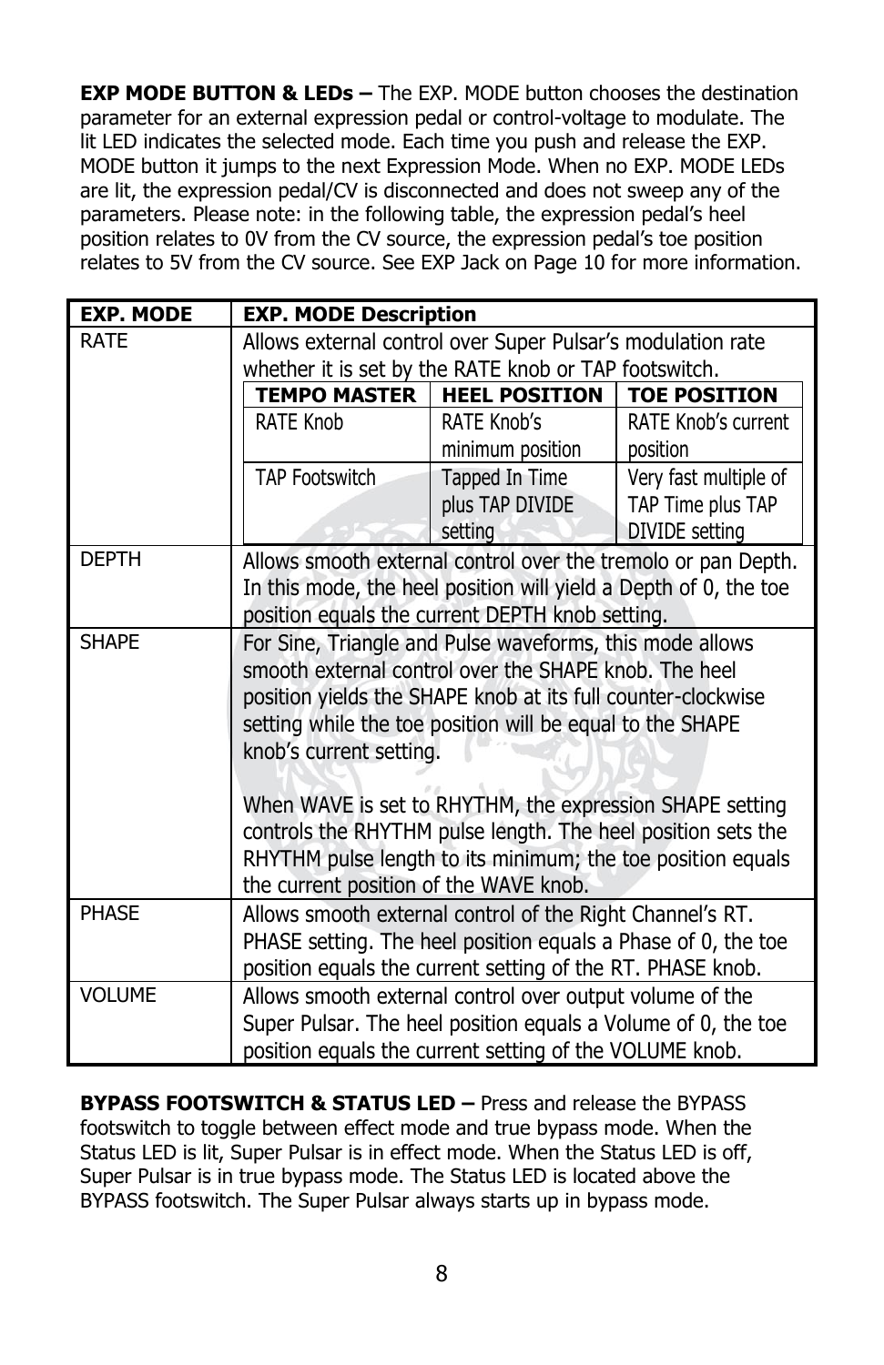**EXP MODE BUTTON & LEDs –** The EXP. MODE button chooses the destination parameter for an external expression pedal or control-voltage to modulate. The lit LED indicates the selected mode. Each time you push and release the EXP. MODE button it jumps to the next Expression Mode. When no EXP. MODE LEDs are lit, the expression pedal/CV is disconnected and does not sweep any of the parameters. Please note: in the following table, the expression pedal's heel position relates to 0V from the CV source, the expression pedal's toe position relates to 5V from the CV source. See EXP Jack on Page 10 for more information.

| EXP. MODE | EXP. MODE Description | | |
|---|---|---|---|
| RATE | Allows external control over Super Pulsar's modulation rate whether it is set by the RATE knob or TAP footswitch. | | |
| | **TEMPO MASTER** | **HEEL POSITION** | **TOE POSITION** |
| | RATE Knob | RATE Knob's minimum position | RATE Knob's current position |
| | TAP Footswitch | Tapped In Time plus TAP DIVIDE setting | Very fast multiple of TAP Time plus TAP DIVIDE setting |
| DEPTH | Allows smooth external control over the tremolo or pan Depth. In this mode, the heel position will yield a Depth of 0, the toe position equals the current DEPTH knob setting. | | |
| SHAPE | For Sine, Triangle and Pulse waveforms, this mode allows smooth external control over the SHAPE knob. The heel position yields the SHAPE knob at its full counter-clockwise setting while the toe position will be equal to the SHAPE knob's current setting.<br><br>When WAVE is set to RHYTHM, the expression SHAPE setting controls the RHYTHM pulse length. The heel position sets the RHYTHM pulse length to its minimum; the toe position equals the current position of the WAVE knob. | | |
| PHASE | Allows smooth external control of the Right Channel's RT. PHASE setting. The heel position equals a Phase of 0, the toe position equals the current setting of the RT. PHASE knob. | | |
| VOLUME | Allows smooth external control over output volume of the Super Pulsar. The heel position equals a Volume of 0, the toe position equals the current setting of the VOLUME knob. | | |

**BYPASS FOOTSWITCH & STATUS LED –** Press and release the BYPASS footswitch to toggle between effect mode and true bypass mode. When the Status LED is lit, Super Pulsar is in effect mode. When the Status LED is off, Super Pulsar is in true bypass mode. The Status LED is located above the BYPASS footswitch. The Super Pulsar always starts up in bypass mode.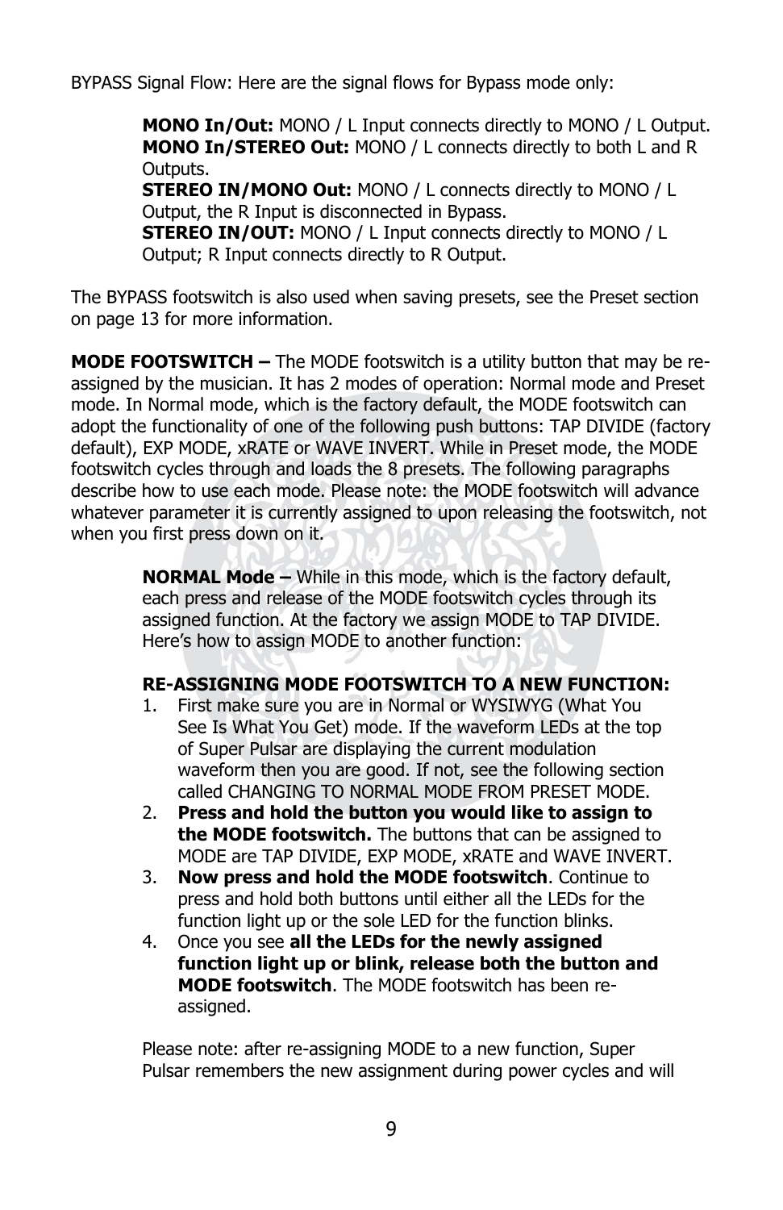BYPASS Signal Flow: Here are the signal flows for Bypass mode only:

**MONO In/Out:** MONO / L Input connects directly to MONO / L Output.
**MONO In/STEREO Out:** MONO / L connects directly to both L and R Outputs.
**STEREO IN/MONO Out:** MONO / L connects directly to MONO / L Output, the R Input is disconnected in Bypass.
**STEREO IN/OUT:** MONO / L Input connects directly to MONO / L Output; R Input connects directly to R Output.

The BYPASS footswitch is also used when saving presets, see the Preset section on page 13 for more information.

**MODE FOOTSWITCH –** The MODE footswitch is a utility button that may be re-assigned by the musician. It has 2 modes of operation: Normal mode and Preset mode. In Normal mode, which is the factory default, the MODE footswitch can adopt the functionality of one of the following push buttons: TAP DIVIDE (factory default), EXP MODE, xRATE or WAVE INVERT. While in Preset mode, the MODE footswitch cycles through and loads the 8 presets. The following paragraphs describe how to use each mode. Please note: the MODE footswitch will advance whatever parameter it is currently assigned to upon releasing the footswitch, not when you first press down on it.

**NORMAL Mode –** While in this mode, which is the factory default, each press and release of the MODE footswitch cycles through its assigned function. At the factory we assign MODE to TAP DIVIDE. Here's how to assign MODE to another function:

**RE-ASSIGNING MODE FOOTSWITCH TO A NEW FUNCTION:**

1. First make sure you are in Normal or WYSIWYG (What You See Is What You Get) mode. If the waveform LEDs at the top of Super Pulsar are displaying the current modulation waveform then you are good. If not, see the following section called CHANGING TO NORMAL MODE FROM PRESET MODE.
2. **Press and hold the button you would like to assign to the MODE footswitch.** The buttons that can be assigned to MODE are TAP DIVIDE, EXP MODE, xRATE and WAVE INVERT.
3. **Now press and hold the MODE footswitch**. Continue to press and hold both buttons until either all the LEDs for the function light up or the sole LED for the function blinks.
4. Once you see **all the LEDs for the newly assigned function light up or blink, release both the button and MODE footswitch**. The MODE footswitch has been re-assigned.

Please note: after re-assigning MODE to a new function, Super Pulsar remembers the new assignment during power cycles and will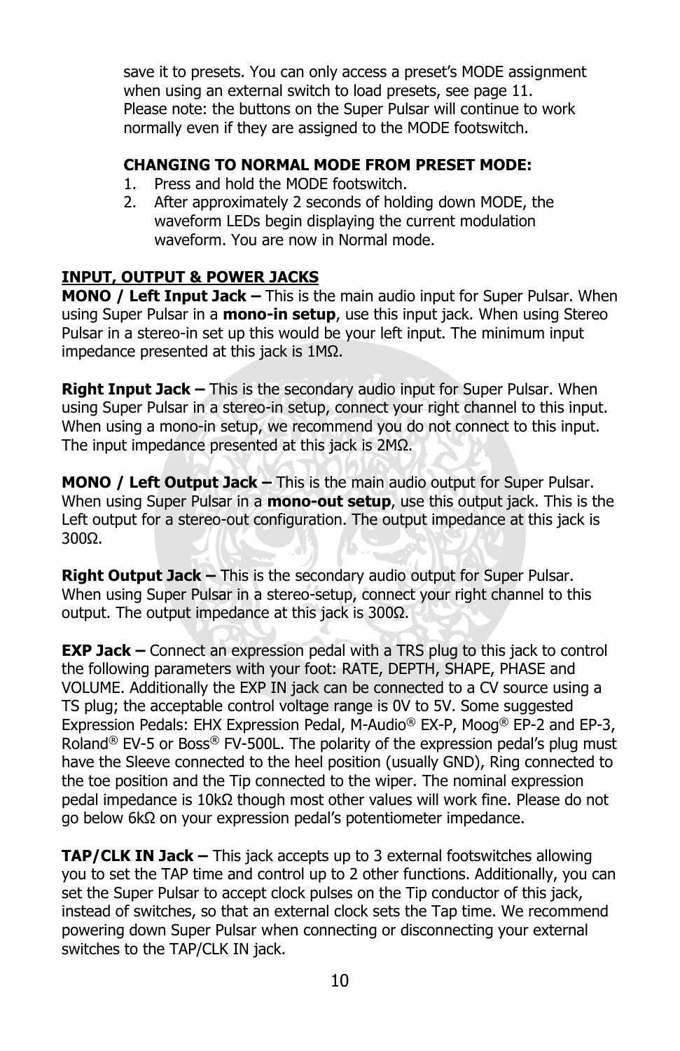save it to presets. You can only access a preset's MODE assignment when using an external switch to load presets, see page 11. Please note: the buttons on the Super Pulsar will continue to work normally even if they are assigned to the MODE footswitch.

**CHANGING TO NORMAL MODE FROM PRESET MODE:**

1. Press and hold the MODE footswitch.
2. After approximately 2 seconds of holding down MODE, the waveform LEDs begin displaying the current modulation waveform. You are now in Normal mode.

## INPUT, OUTPUT & POWER JACKS

**MONO / Left Input Jack –** This is the main audio input for Super Pulsar. When using Super Pulsar in a **mono-in setup**, use this input jack. When using Stereo Pulsar in a stereo-in set up this would be your left input. The minimum input impedance presented at this jack is 1MΩ.

**Right Input Jack –** This is the secondary audio input for Super Pulsar. When using Super Pulsar in a stereo-in setup, connect your right channel to this input. When using a mono-in setup, we recommend you do not connect to this input. The input impedance presented at this jack is 2MΩ.

**MONO / Left Output Jack –** This is the main audio output for Super Pulsar. When using Super Pulsar in a **mono-out setup**, use this output jack. This is the Left output for a stereo-out configuration. The output impedance at this jack is 300Ω.

**Right Output Jack –** This is the secondary audio output for Super Pulsar. When using Super Pulsar in a stereo-setup, connect your right channel to this output. The output impedance at this jack is 300Ω.

**EXP Jack –** Connect an expression pedal with a TRS plug to this jack to control the following parameters with your foot: RATE, DEPTH, SHAPE, PHASE and VOLUME. Additionally the EXP IN jack can be connected to a CV source using a TS plug; the acceptable control voltage range is 0V to 5V. Some suggested Expression Pedals: EHX Expression Pedal, M-Audio® EX-P, Moog® EP-2 and EP-3, Roland® EV-5 or Boss® FV-500L. The polarity of the expression pedal's plug must have the Sleeve connected to the heel position (usually GND), Ring connected to the toe position and the Tip connected to the wiper. The nominal expression pedal impedance is 10kΩ though most other values will work fine. Please do not go below 6kΩ on your expression pedal's potentiometer impedance.

**TAP/CLK IN Jack –** This jack accepts up to 3 external footswitches allowing you to set the TAP time and control up to 2 other functions. Additionally, you can set the Super Pulsar to accept clock pulses on the Tip conductor of this jack, instead of switches, so that an external clock sets the Tap time. We recommend powering down Super Pulsar when connecting or disconnecting your external switches to the TAP/CLK IN jack.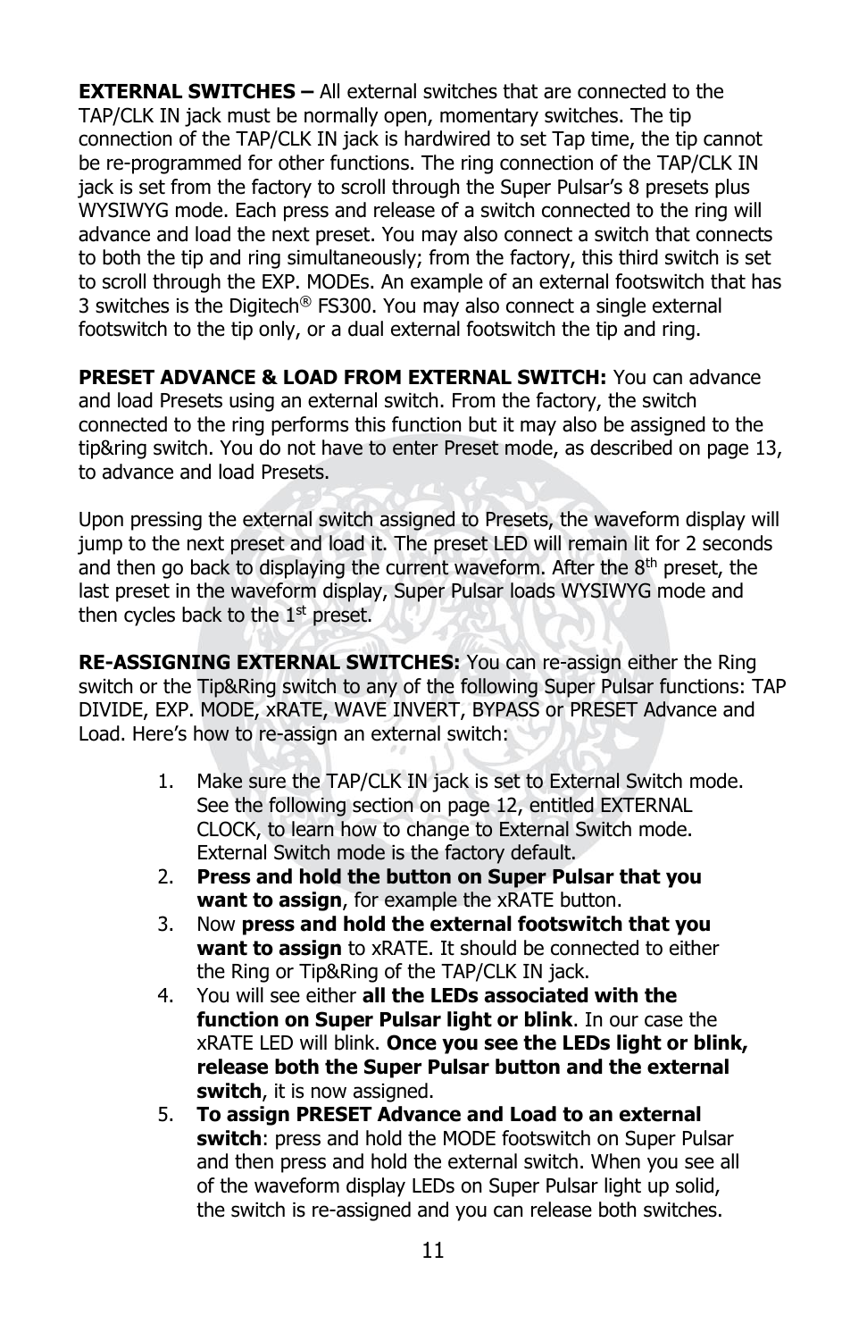**EXTERNAL SWITCHES –** All external switches that are connected to the TAP/CLK IN jack must be normally open, momentary switches. The tip connection of the TAP/CLK IN jack is hardwired to set Tap time, the tip cannot be re-programmed for other functions. The ring connection of the TAP/CLK IN jack is set from the factory to scroll through the Super Pulsar's 8 presets plus WYSIWYG mode. Each press and release of a switch connected to the ring will advance and load the next preset. You may also connect a switch that connects to both the tip and ring simultaneously; from the factory, this third switch is set to scroll through the EXP. MODEs. An example of an external footswitch that has 3 switches is the Digitech® FS300. You may also connect a single external footswitch to the tip only, or a dual external footswitch the tip and ring.

**PRESET ADVANCE & LOAD FROM EXTERNAL SWITCH:** You can advance and load Presets using an external switch. From the factory, the switch connected to the ring performs this function but it may also be assigned to the tip&ring switch. You do not have to enter Preset mode, as described on page 13, to advance and load Presets.

Upon pressing the external switch assigned to Presets, the waveform display will jump to the next preset and load it. The preset LED will remain lit for 2 seconds and then go back to displaying the current waveform. After the 8th preset, the last preset in the waveform display, Super Pulsar loads WYSIWYG mode and then cycles back to the 1st preset.

**RE-ASSIGNING EXTERNAL SWITCHES:** You can re-assign either the Ring switch or the Tip&Ring switch to any of the following Super Pulsar functions: TAP DIVIDE, EXP. MODE, xRATE, WAVE INVERT, BYPASS or PRESET Advance and Load. Here's how to re-assign an external switch:

1. Make sure the TAP/CLK IN jack is set to External Switch mode. See the following section on page 12, entitled EXTERNAL CLOCK, to learn how to change to External Switch mode. External Switch mode is the factory default.
2. **Press and hold the button on Super Pulsar that you want to assign**, for example the xRATE button.
3. Now **press and hold the external footswitch that you want to assign** to xRATE. It should be connected to either the Ring or Tip&Ring of the TAP/CLK IN jack.
4. You will see either **all the LEDs associated with the function on Super Pulsar light or blink**. In our case the xRATE LED will blink. **Once you see the LEDs light or blink, release both the Super Pulsar button and the external switch**, it is now assigned.
5. **To assign PRESET Advance and Load to an external switch**: press and hold the MODE footswitch on Super Pulsar and then press and hold the external switch. When you see all of the waveform display LEDs on Super Pulsar light up solid, the switch is re-assigned and you can release both switches.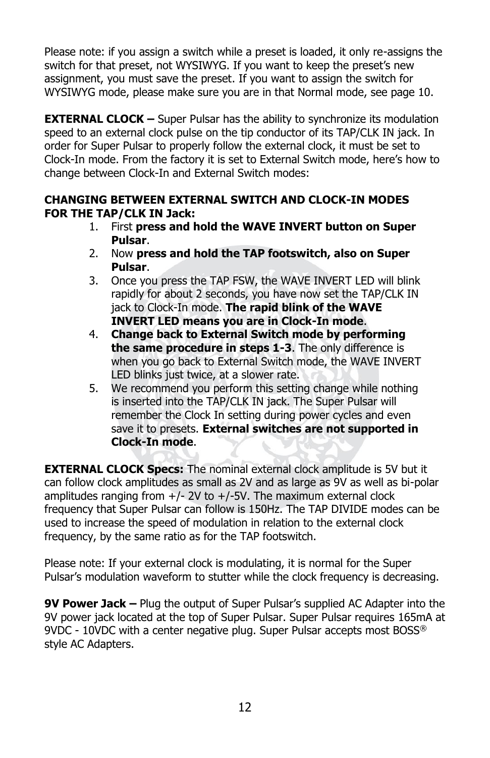Please note: if you assign a switch while a preset is loaded, it only re-assigns the switch for that preset, not WYSIWYG. If you want to keep the preset's new assignment, you must save the preset. If you want to assign the switch for WYSIWYG mode, please make sure you are in that Normal mode, see page 10.

**EXTERNAL CLOCK –** Super Pulsar has the ability to synchronize its modulation speed to an external clock pulse on the tip conductor of its TAP/CLK IN jack. In order for Super Pulsar to properly follow the external clock, it must be set to Clock-In mode. From the factory it is set to External Switch mode, here's how to change between Clock-In and External Switch modes:

**CHANGING BETWEEN EXTERNAL SWITCH AND CLOCK-IN MODES FOR THE TAP/CLK IN Jack:**

1. First **press and hold the WAVE INVERT button on Super Pulsar**.
2. Now **press and hold the TAP footswitch, also on Super Pulsar**.
3. Once you press the TAP FSW, the WAVE INVERT LED will blink rapidly for about 2 seconds, you have now set the TAP/CLK IN jack to Clock-In mode. **The rapid blink of the WAVE INVERT LED means you are in Clock-In mode**.
4. **Change back to External Switch mode by performing the same procedure in steps 1-3**. The only difference is when you go back to External Switch mode, the WAVE INVERT LED blinks just twice, at a slower rate.
5. We recommend you perform this setting change while nothing is inserted into the TAP/CLK IN jack. The Super Pulsar will remember the Clock In setting during power cycles and even save it to presets. **External switches are not supported in Clock-In mode**.

**EXTERNAL CLOCK Specs:** The nominal external clock amplitude is 5V but it can follow clock amplitudes as small as 2V and as large as 9V as well as bi-polar amplitudes ranging from +/- 2V to +/-5V. The maximum external clock frequency that Super Pulsar can follow is 150Hz. The TAP DIVIDE modes can be used to increase the speed of modulation in relation to the external clock frequency, by the same ratio as for the TAP footswitch.

Please note: If your external clock is modulating, it is normal for the Super Pulsar's modulation waveform to stutter while the clock frequency is decreasing.

**9V Power Jack –** Plug the output of Super Pulsar's supplied AC Adapter into the 9V power jack located at the top of Super Pulsar. Super Pulsar requires 165mA at 9VDC - 10VDC with a center negative plug. Super Pulsar accepts most BOSS® style AC Adapters.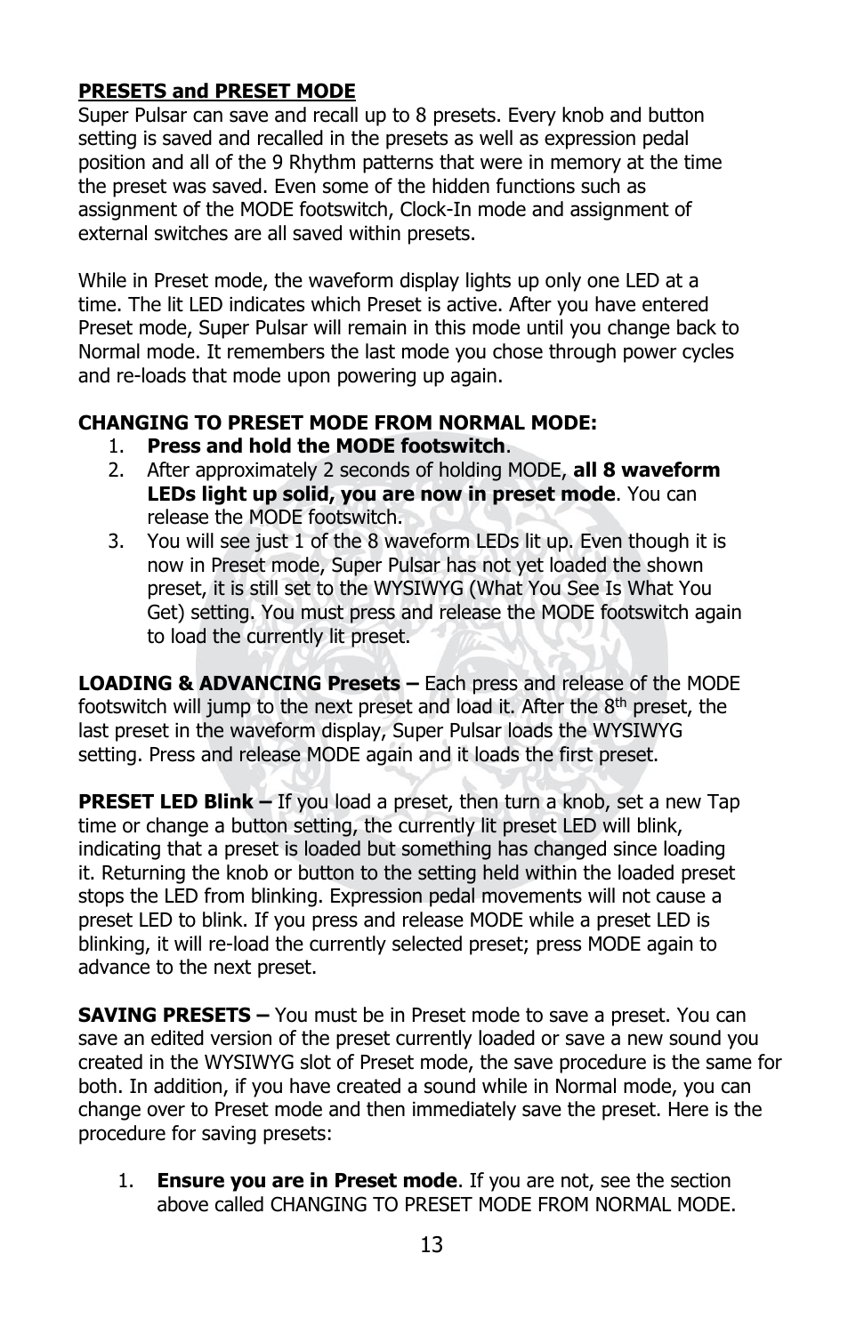## PRESETS and PRESET MODE

Super Pulsar can save and recall up to 8 presets. Every knob and button setting is saved and recalled in the presets as well as expression pedal position and all of the 9 Rhythm patterns that were in memory at the time the preset was saved. Even some of the hidden functions such as assignment of the MODE footswitch, Clock-In mode and assignment of external switches are all saved within presets.

While in Preset mode, the waveform display lights up only one LED at a time. The lit LED indicates which Preset is active. After you have entered Preset mode, Super Pulsar will remain in this mode until you change back to Normal mode. It remembers the last mode you chose through power cycles and re-loads that mode upon powering up again.

**CHANGING TO PRESET MODE FROM NORMAL MODE:**

1. **Press and hold the MODE footswitch**.
2. After approximately 2 seconds of holding MODE, **all 8 waveform LEDs light up solid, you are now in preset mode**. You can release the MODE footswitch.
3. You will see just 1 of the 8 waveform LEDs lit up. Even though it is now in Preset mode, Super Pulsar has not yet loaded the shown preset, it is still set to the WYSIWYG (What You See Is What You Get) setting. You must press and release the MODE footswitch again to load the currently lit preset.

**LOADING & ADVANCING Presets –** Each press and release of the MODE footswitch will jump to the next preset and load it. After the 8th preset, the last preset in the waveform display, Super Pulsar loads the WYSIWYG setting. Press and release MODE again and it loads the first preset.

**PRESET LED Blink –** If you load a preset, then turn a knob, set a new Tap time or change a button setting, the currently lit preset LED will blink, indicating that a preset is loaded but something has changed since loading it. Returning the knob or button to the setting held within the loaded preset stops the LED from blinking. Expression pedal movements will not cause a preset LED to blink. If you press and release MODE while a preset LED is blinking, it will re-load the currently selected preset; press MODE again to advance to the next preset.

**SAVING PRESETS –** You must be in Preset mode to save a preset. You can save an edited version of the preset currently loaded or save a new sound you created in the WYSIWYG slot of Preset mode, the save procedure is the same for both. In addition, if you have created a sound while in Normal mode, you can change over to Preset mode and then immediately save the preset. Here is the procedure for saving presets:

1. **Ensure you are in Preset mode**. If you are not, see the section above called CHANGING TO PRESET MODE FROM NORMAL MODE.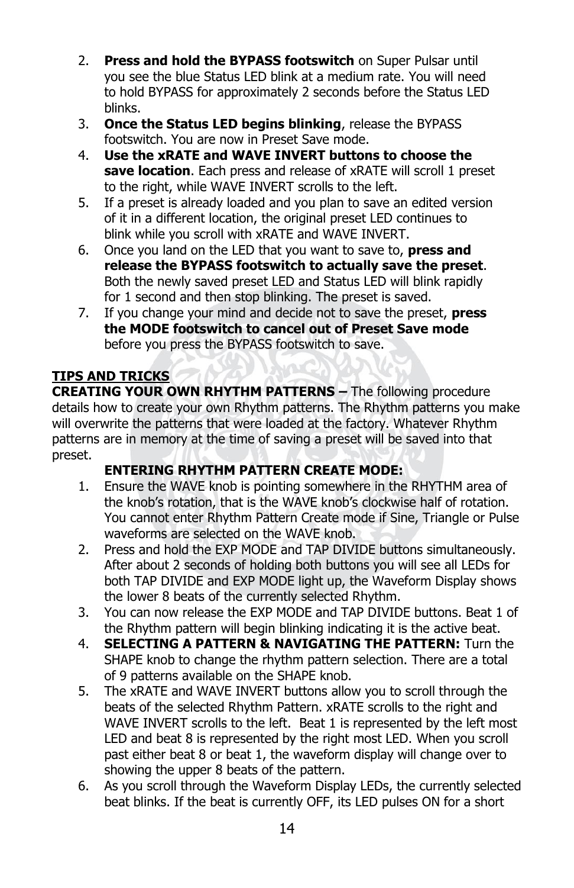2. **Press and hold the BYPASS footswitch** on Super Pulsar until you see the blue Status LED blink at a medium rate. You will need to hold BYPASS for approximately 2 seconds before the Status LED blinks.
3. **Once the Status LED begins blinking**, release the BYPASS footswitch. You are now in Preset Save mode.
4. **Use the xRATE and WAVE INVERT buttons to choose the save location**. Each press and release of xRATE will scroll 1 preset to the right, while WAVE INVERT scrolls to the left.
5. If a preset is already loaded and you plan to save an edited version of it in a different location, the original preset LED continues to blink while you scroll with xRATE and WAVE INVERT.
6. Once you land on the LED that you want to save to, **press and release the BYPASS footswitch to actually save the preset**. Both the newly saved preset LED and Status LED will blink rapidly for 1 second and then stop blinking. The preset is saved.
7. If you change your mind and decide not to save the preset, **press the MODE footswitch to cancel out of Preset Save mode** before you press the BYPASS footswitch to save.

## TIPS AND TRICKS

**CREATING YOUR OWN RHYTHM PATTERNS –** The following procedure details how to create your own Rhythm patterns. The Rhythm patterns you make will overwrite the patterns that were loaded at the factory. Whatever Rhythm patterns are in memory at the time of saving a preset will be saved into that preset.

### ENTERING RHYTHM PATTERN CREATE MODE:

1. Ensure the WAVE knob is pointing somewhere in the RHYTHM area of the knob's rotation, that is the WAVE knob's clockwise half of rotation. You cannot enter Rhythm Pattern Create mode if Sine, Triangle or Pulse waveforms are selected on the WAVE knob.
2. Press and hold the EXP MODE and TAP DIVIDE buttons simultaneously. After about 2 seconds of holding both buttons you will see all LEDs for both TAP DIVIDE and EXP MODE light up, the Waveform Display shows the lower 8 beats of the currently selected Rhythm.
3. You can now release the EXP MODE and TAP DIVIDE buttons. Beat 1 of the Rhythm pattern will begin blinking indicating it is the active beat.
4. **SELECTING A PATTERN & NAVIGATING THE PATTERN:** Turn the SHAPE knob to change the rhythm pattern selection. There are a total of 9 patterns available on the SHAPE knob.
5. The xRATE and WAVE INVERT buttons allow you to scroll through the beats of the selected Rhythm Pattern. xRATE scrolls to the right and WAVE INVERT scrolls to the left. Beat 1 is represented by the left most LED and beat 8 is represented by the right most LED. When you scroll past either beat 8 or beat 1, the waveform display will change over to showing the upper 8 beats of the pattern.
6. As you scroll through the Waveform Display LEDs, the currently selected beat blinks. If the beat is currently OFF, its LED pulses ON for a short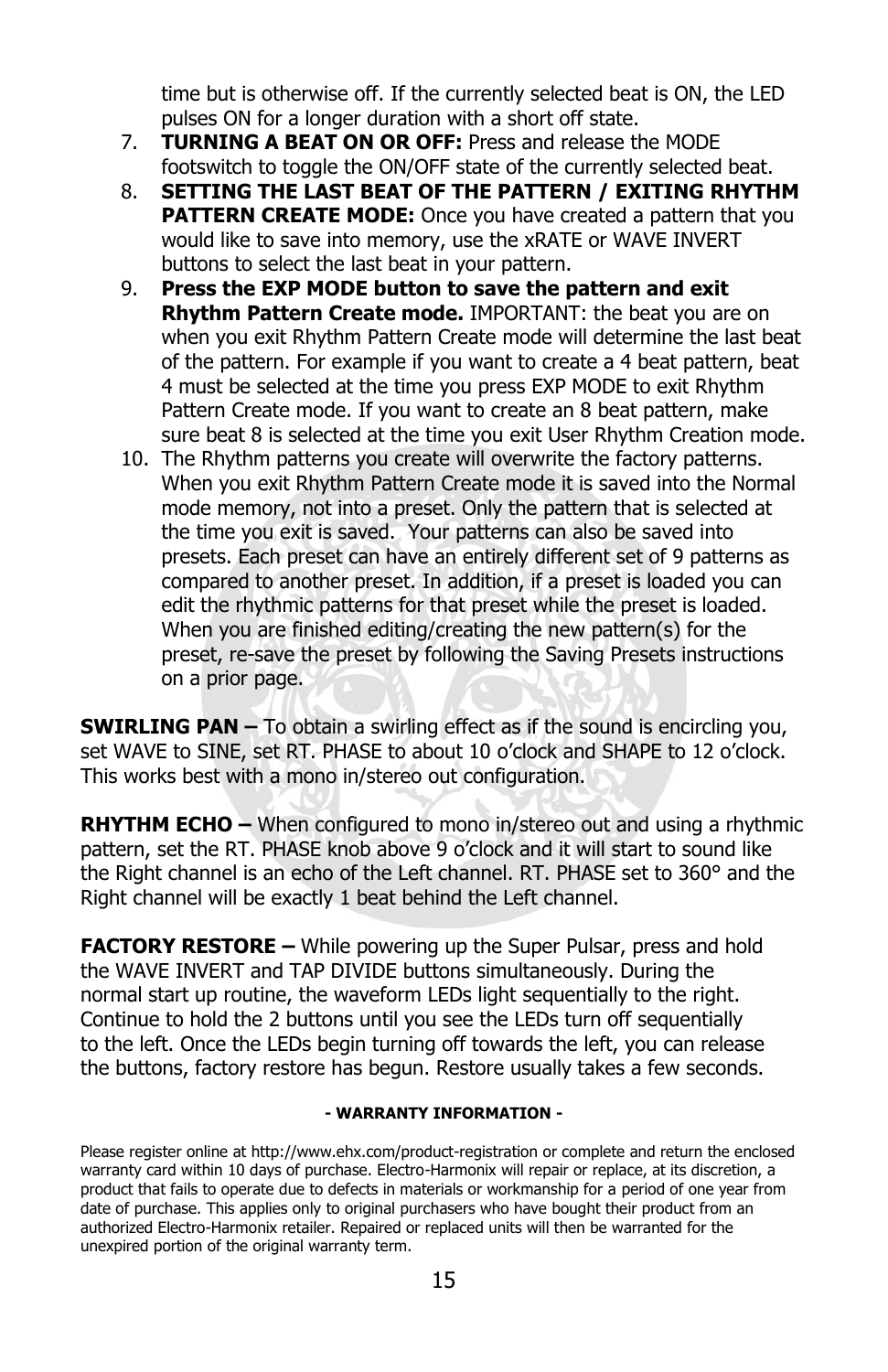time but is otherwise off. If the currently selected beat is ON, the LED pulses ON for a longer duration with a short off state.

7. **TURNING A BEAT ON OR OFF:** Press and release the MODE footswitch to toggle the ON/OFF state of the currently selected beat.
8. **SETTING THE LAST BEAT OF THE PATTERN / EXITING RHYTHM PATTERN CREATE MODE:** Once you have created a pattern that you would like to save into memory, use the xRATE or WAVE INVERT buttons to select the last beat in your pattern.
9. **Press the EXP MODE button to save the pattern and exit Rhythm Pattern Create mode.** IMPORTANT: the beat you are on when you exit Rhythm Pattern Create mode will determine the last beat of the pattern. For example if you want to create a 4 beat pattern, beat 4 must be selected at the time you press EXP MODE to exit Rhythm Pattern Create mode. If you want to create an 8 beat pattern, make sure beat 8 is selected at the time you exit User Rhythm Creation mode.
10. The Rhythm patterns you create will overwrite the factory patterns. When you exit Rhythm Pattern Create mode it is saved into the Normal mode memory, not into a preset. Only the pattern that is selected at the time you exit is saved. Your patterns can also be saved into presets. Each preset can have an entirely different set of 9 patterns as compared to another preset. In addition, if a preset is loaded you can edit the rhythmic patterns for that preset while the preset is loaded. When you are finished editing/creating the new pattern(s) for the preset, re-save the preset by following the Saving Presets instructions on a prior page.

**SWIRLING PAN –** To obtain a swirling effect as if the sound is encircling you, set WAVE to SINE, set RT. PHASE to about 10 o'clock and SHAPE to 12 o'clock. This works best with a mono in/stereo out configuration.

**RHYTHM ECHO –** When configured to mono in/stereo out and using a rhythmic pattern, set the RT. PHASE knob above 9 o'clock and it will start to sound like the Right channel is an echo of the Left channel. RT. PHASE set to 360° and the Right channel will be exactly 1 beat behind the Left channel.

**FACTORY RESTORE –** While powering up the Super Pulsar, press and hold the WAVE INVERT and TAP DIVIDE buttons simultaneously. During the normal start up routine, the waveform LEDs light sequentially to the right. Continue to hold the 2 buttons until you see the LEDs turn off sequentially to the left. Once the LEDs begin turning off towards the left, you can release the buttons, factory restore has begun. Restore usually takes a few seconds.

**- WARRANTY INFORMATION -**

Please register online at http://www.ehx.com/product-registration or complete and return the enclosed warranty card within 10 days of purchase. Electro-Harmonix will repair or replace, at its discretion, a product that fails to operate due to defects in materials or workmanship for a period of one year from date of purchase. This applies only to original purchasers who have bought their product from an authorized Electro-Harmonix retailer. Repaired or replaced units will then be warranted for the unexpired portion of the original warranty term.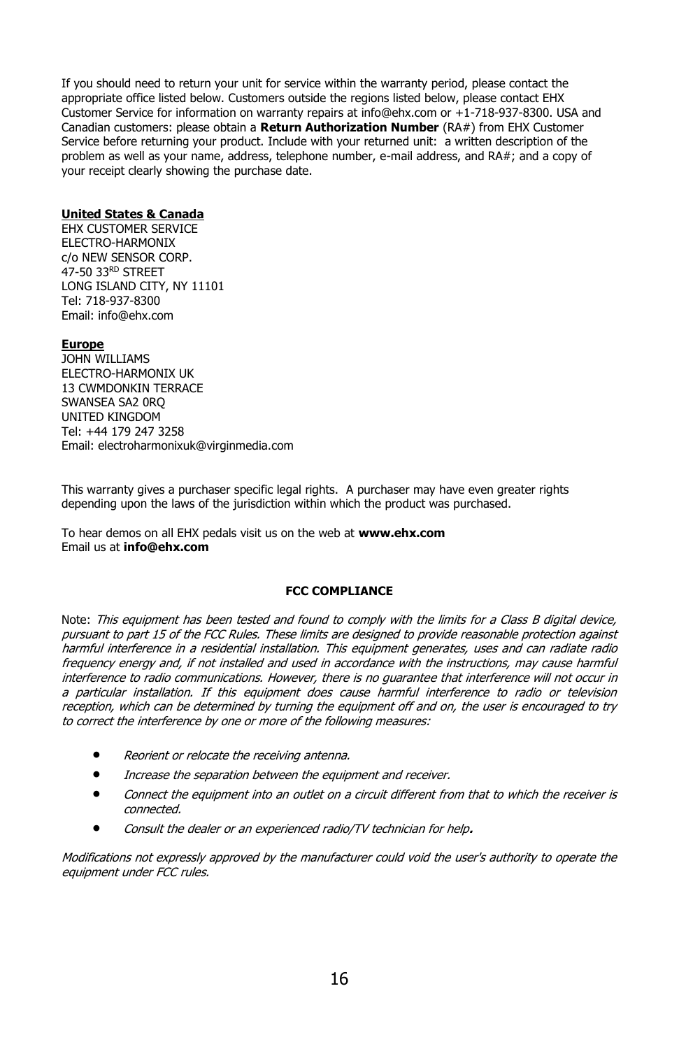If you should need to return your unit for service within the warranty period, please contact the appropriate office listed below. Customers outside the regions listed below, please contact EHX Customer Service for information on warranty repairs at info@ehx.com or +1-718-937-8300. USA and Canadian customers: please obtain a **Return Authorization Number** (RA#) from EHX Customer Service before returning your product. Include with your returned unit: a written description of the problem as well as your name, address, telephone number, e-mail address, and RA#; and a copy of your receipt clearly showing the purchase date.

**United States & Canada**
EHX CUSTOMER SERVICE
ELECTRO-HARMONIX
c/o NEW SENSOR CORP.
47-50 33RD STREET
LONG ISLAND CITY, NY 11101
Tel: 718-937-8300
Email: info@ehx.com

**Europe**
JOHN WILLIAMS
ELECTRO-HARMONIX UK
13 CWMDONKIN TERRACE
SWANSEA SA2 0RQ
UNITED KINGDOM
Tel: +44 179 247 3258
Email: electroharmonixuk@virginmedia.com

This warranty gives a purchaser specific legal rights. A purchaser may have even greater rights depending upon the laws of the jurisdiction within which the product was purchased.

To hear demos on all EHX pedals visit us on the web at **www.ehx.com**
Email us at **info@ehx.com**

**FCC COMPLIANCE**

Note: *This equipment has been tested and found to comply with the limits for a Class B digital device, pursuant to part 15 of the FCC Rules. These limits are designed to provide reasonable protection against harmful interference in a residential installation. This equipment generates, uses and can radiate radio frequency energy and, if not installed and used in accordance with the instructions, may cause harmful interference to radio communications. However, there is no guarantee that interference will not occur in a particular installation. If this equipment does cause harmful interference to radio or television reception, which can be determined by turning the equipment off and on, the user is encouraged to try to correct the interference by one or more of the following measures:*

- *Reorient or relocate the receiving antenna.*
- *Increase the separation between the equipment and receiver.*
- *Connect the equipment into an outlet on a circuit different from that to which the receiver is connected.*
- *Consult the dealer or an experienced radio/TV technician for help.*

*Modifications not expressly approved by the manufacturer could void the user's authority to operate the equipment under FCC rules.*